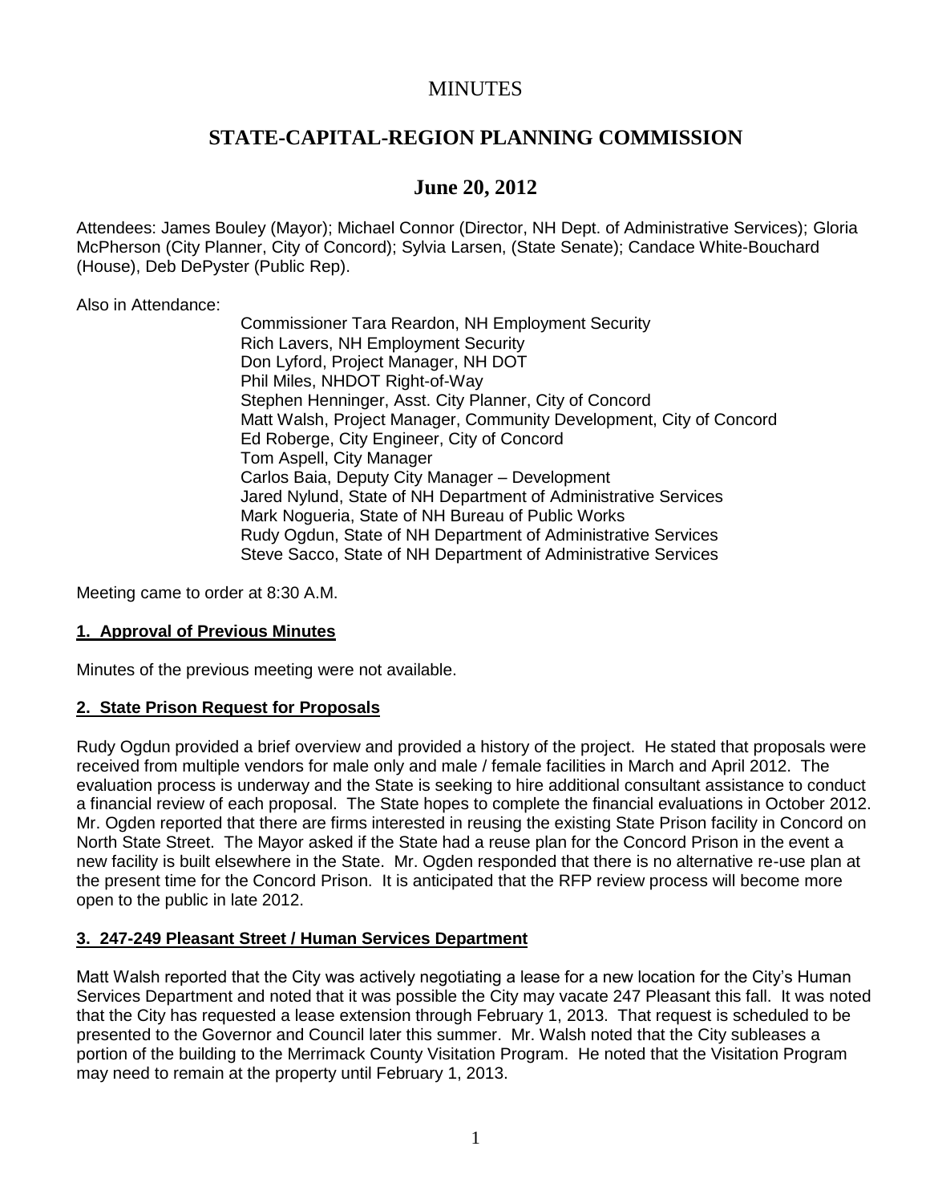# MINUTES

# STATE-CAPITAL-REGION PLANNING COMMISSION

## June 20, 2012

Attendees: James Bouley (Mayor); Michael Connor (Director, NH Dept. of Administrative Services); Gloria McPherson (City Planner, City of Concord); Sylvia Larsen, (State Senate); Candace White-Bouchard (House), Deb DePyster (Public Rep).

Also in Attendance:

Commissioner Tara Reardon, NH Employment Security
Rich Lavers, NH Employment Security
Don Lyford, Project Manager, NH DOT
Phil Miles, NHDOT Right-of-Way
Stephen Henninger, Asst. City Planner, City of Concord
Matt Walsh, Project Manager, Community Development, City of Concord
Ed Roberge, City Engineer, City of Concord
Tom Aspell, City Manager
Carlos Baia, Deputy City Manager – Development
Jared Nylund, State of NH Department of Administrative Services
Mark Nogueria, State of NH Bureau of Public Works
Rudy Ogdun, State of NH Department of Administrative Services
Steve Sacco, State of NH Department of Administrative Services

Meeting came to order at 8:30 A.M.

**1. Approval of Previous Minutes**

Minutes of the previous meeting were not available.

**2. State Prison Request for Proposals**

Rudy Ogdun provided a brief overview and provided a history of the project. He stated that proposals were received from multiple vendors for male only and male / female facilities in March and April 2012. The evaluation process is underway and the State is seeking to hire additional consultant assistance to conduct a financial review of each proposal. The State hopes to complete the financial evaluations in October 2012. Mr. Ogden reported that there are firms interested in reusing the existing State Prison facility in Concord on North State Street. The Mayor asked if the State had a reuse plan for the Concord Prison in the event a new facility is built elsewhere in the State. Mr. Ogden responded that there is no alternative re-use plan at the present time for the Concord Prison. It is anticipated that the RFP review process will become more open to the public in late 2012.

**3. 247-249 Pleasant Street / Human Services Department**

Matt Walsh reported that the City was actively negotiating a lease for a new location for the City's Human Services Department and noted that it was possible the City may vacate 247 Pleasant this fall. It was noted that the City has requested a lease extension through February 1, 2013. That request is scheduled to be presented to the Governor and Council later this summer. Mr. Walsh noted that the City subleases a portion of the building to the Merrimack County Visitation Program. He noted that the Visitation Program may need to remain at the property until February 1, 2013.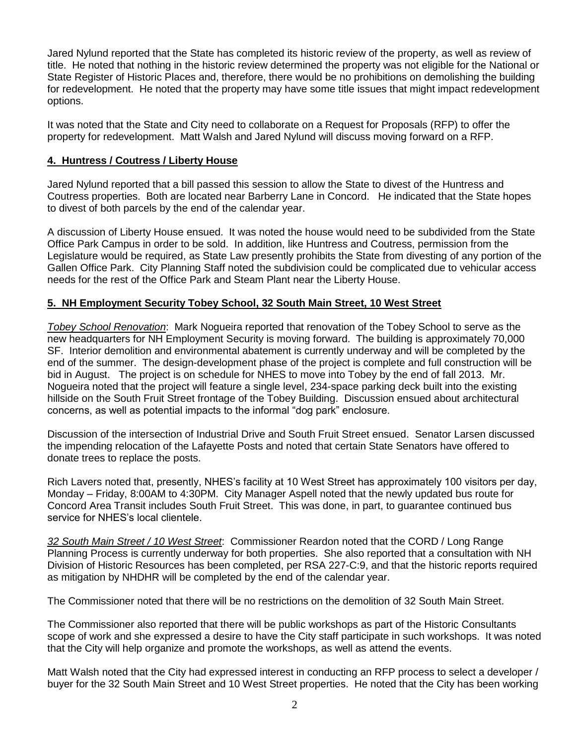Jared Nylund reported that the State has completed its historic review of the property, as well as review of title. He noted that nothing in the historic review determined the property was not eligible for the National or State Register of Historic Places and, therefore, there would be no prohibitions on demolishing the building for redevelopment. He noted that the property may have some title issues that might impact redevelopment options.

It was noted that the State and City need to collaborate on a Request for Proposals (RFP) to offer the property for redevelopment. Matt Walsh and Jared Nylund will discuss moving forward on a RFP.

## 4. Huntress / Coutress / Liberty House

Jared Nylund reported that a bill passed this session to allow the State to divest of the Huntress and Coutress properties. Both are located near Barberry Lane in Concord. He indicated that the State hopes to divest of both parcels by the end of the calendar year.

A discussion of Liberty House ensued. It was noted the house would need to be subdivided from the State Office Park Campus in order to be sold. In addition, like Huntress and Coutress, permission from the Legislature would be required, as State Law presently prohibits the State from divesting of any portion of the Gallen Office Park. City Planning Staff noted the subdivision could be complicated due to vehicular access needs for the rest of the Office Park and Steam Plant near the Liberty House.

## 5. NH Employment Security Tobey School, 32 South Main Street, 10 West Street

*Tobey School Renovation*: Mark Nogueira reported that renovation of the Tobey School to serve as the new headquarters for NH Employment Security is moving forward. The building is approximately 70,000 SF. Interior demolition and environmental abatement is currently underway and will be completed by the end of the summer. The design-development phase of the project is complete and full construction will be bid in August. The project is on schedule for NHES to move into Tobey by the end of fall 2013. Mr. Nogueira noted that the project will feature a single level, 234-space parking deck built into the existing hillside on the South Fruit Street frontage of the Tobey Building. Discussion ensued about architectural concerns, as well as potential impacts to the informal "dog park" enclosure.

Discussion of the intersection of Industrial Drive and South Fruit Street ensued. Senator Larsen discussed the impending relocation of the Lafayette Posts and noted that certain State Senators have offered to donate trees to replace the posts.

Rich Lavers noted that, presently, NHES's facility at 10 West Street has approximately 100 visitors per day, Monday – Friday, 8:00AM to 4:30PM. City Manager Aspell noted that the newly updated bus route for Concord Area Transit includes South Fruit Street. This was done, in part, to guarantee continued bus service for NHES's local clientele.

*32 South Main Street / 10 West Street*: Commissioner Reardon noted that the CORD / Long Range Planning Process is currently underway for both properties. She also reported that a consultation with NH Division of Historic Resources has been completed, per RSA 227-C:9, and that the historic reports required as mitigation by NHDHR will be completed by the end of the calendar year.

The Commissioner noted that there will be no restrictions on the demolition of 32 South Main Street.

The Commissioner also reported that there will be public workshops as part of the Historic Consultants scope of work and she expressed a desire to have the City staff participate in such workshops. It was noted that the City will help organize and promote the workshops, as well as attend the events.

Matt Walsh noted that the City had expressed interest in conducting an RFP process to select a developer / buyer for the 32 South Main Street and 10 West Street properties. He noted that the City has been working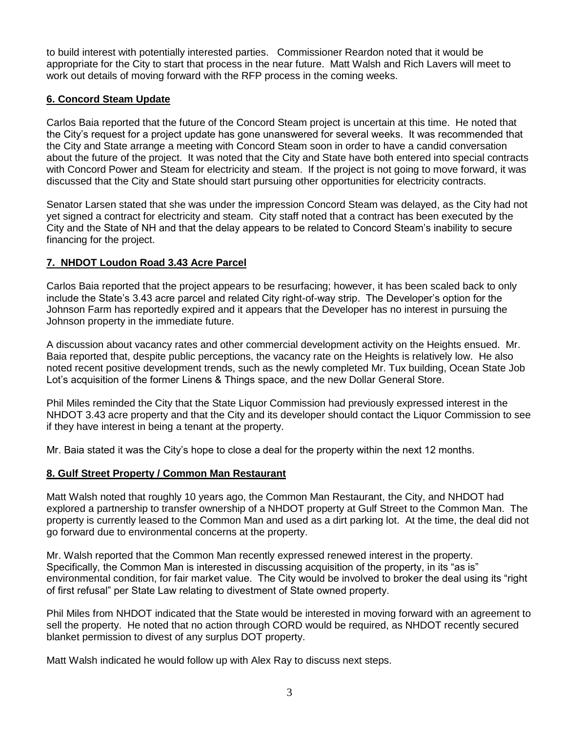to build interest with potentially interested parties. Commissioner Reardon noted that it would be appropriate for the City to start that process in the near future. Matt Walsh and Rich Lavers will meet to work out details of moving forward with the RFP process in the coming weeks.

## 6. Concord Steam Update

Carlos Baia reported that the future of the Concord Steam project is uncertain at this time. He noted that the City's request for a project update has gone unanswered for several weeks. It was recommended that the City and State arrange a meeting with Concord Steam soon in order to have a candid conversation about the future of the project. It was noted that the City and State have both entered into special contracts with Concord Power and Steam for electricity and steam. If the project is not going to move forward, it was discussed that the City and State should start pursuing other opportunities for electricity contracts.

Senator Larsen stated that she was under the impression Concord Steam was delayed, as the City had not yet signed a contract for electricity and steam. City staff noted that a contract has been executed by the City and the State of NH and that the delay appears to be related to Concord Steam's inability to secure financing for the project.

## 7. NHDOT Loudon Road 3.43 Acre Parcel

Carlos Baia reported that the project appears to be resurfacing; however, it has been scaled back to only include the State's 3.43 acre parcel and related City right-of-way strip. The Developer's option for the Johnson Farm has reportedly expired and it appears that the Developer has no interest in pursuing the Johnson property in the immediate future.

A discussion about vacancy rates and other commercial development activity on the Heights ensued. Mr. Baia reported that, despite public perceptions, the vacancy rate on the Heights is relatively low. He also noted recent positive development trends, such as the newly completed Mr. Tux building, Ocean State Job Lot's acquisition of the former Linens & Things space, and the new Dollar General Store.

Phil Miles reminded the City that the State Liquor Commission had previously expressed interest in the NHDOT 3.43 acre property and that the City and its developer should contact the Liquor Commission to see if they have interest in being a tenant at the property.

Mr. Baia stated it was the City's hope to close a deal for the property within the next 12 months.

## 8. Gulf Street Property / Common Man Restaurant

Matt Walsh noted that roughly 10 years ago, the Common Man Restaurant, the City, and NHDOT had explored a partnership to transfer ownership of a NHDOT property at Gulf Street to the Common Man. The property is currently leased to the Common Man and used as a dirt parking lot. At the time, the deal did not go forward due to environmental concerns at the property.

Mr. Walsh reported that the Common Man recently expressed renewed interest in the property. Specifically, the Common Man is interested in discussing acquisition of the property, in its "as is" environmental condition, for fair market value. The City would be involved to broker the deal using its "right of first refusal" per State Law relating to divestment of State owned property.

Phil Miles from NHDOT indicated that the State would be interested in moving forward with an agreement to sell the property. He noted that no action through CORD would be required, as NHDOT recently secured blanket permission to divest of any surplus DOT property.

Matt Walsh indicated he would follow up with Alex Ray to discuss next steps.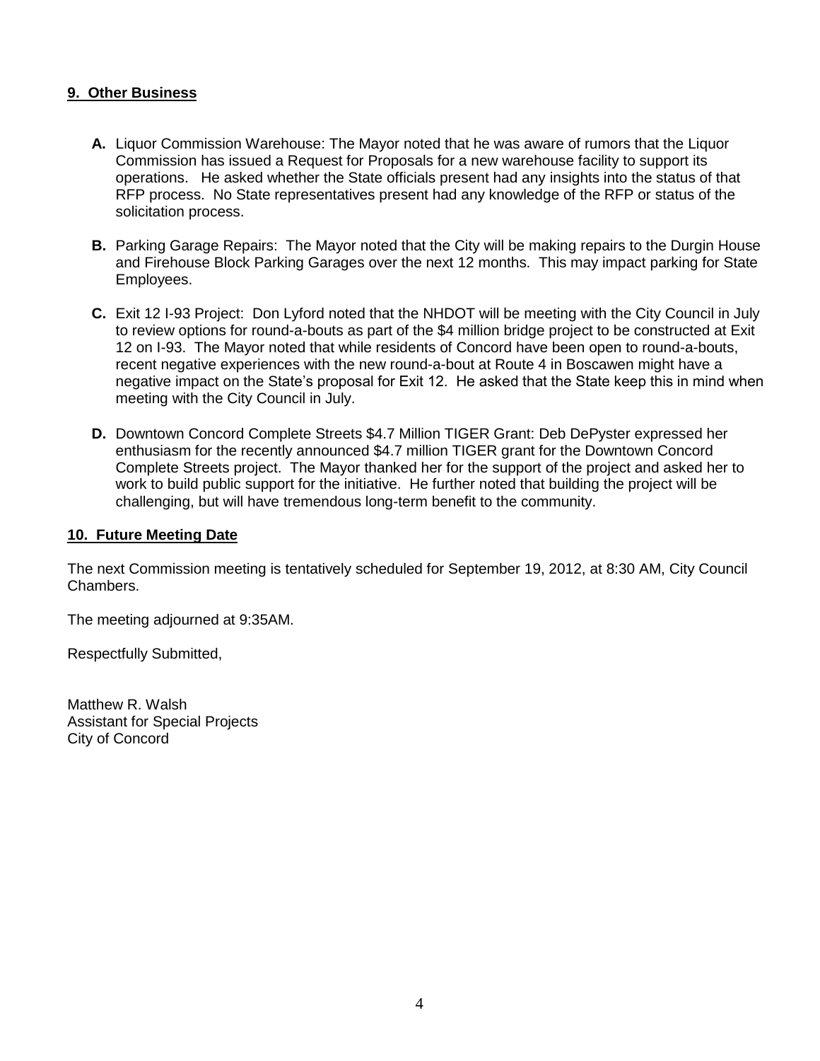## 9. Other Business

- **A.** Liquor Commission Warehouse: The Mayor noted that he was aware of rumors that the Liquor Commission has issued a Request for Proposals for a new warehouse facility to support its operations. He asked whether the State officials present had any insights into the status of that RFP process. No State representatives present had any knowledge of the RFP or status of the solicitation process.

- **B.** Parking Garage Repairs: The Mayor noted that the City will be making repairs to the Durgin House and Firehouse Block Parking Garages over the next 12 months. This may impact parking for State Employees.

- **C.** Exit 12 I-93 Project: Don Lyford noted that the NHDOT will be meeting with the City Council in July to review options for round-a-bouts as part of the $4 million bridge project to be constructed at Exit 12 on I-93. The Mayor noted that while residents of Concord have been open to round-a-bouts, recent negative experiences with the new round-a-bout at Route 4 in Boscawen might have a negative impact on the State's proposal for Exit 12. He asked that the State keep this in mind when meeting with the City Council in July.

- **D.** Downtown Concord Complete Streets $4.7 Million TIGER Grant: Deb DePyster expressed her enthusiasm for the recently announced $4.7 million TIGER grant for the Downtown Concord Complete Streets project. The Mayor thanked her for the support of the project and asked her to work to build public support for the initiative. He further noted that building the project will be challenging, but will have tremendous long-term benefit to the community.

## 10. Future Meeting Date

The next Commission meeting is tentatively scheduled for September 19, 2012, at 8:30 AM, City Council Chambers.

The meeting adjourned at 9:35AM.

Respectfully Submitted,

Matthew R. Walsh
Assistant for Special Projects
City of Concord